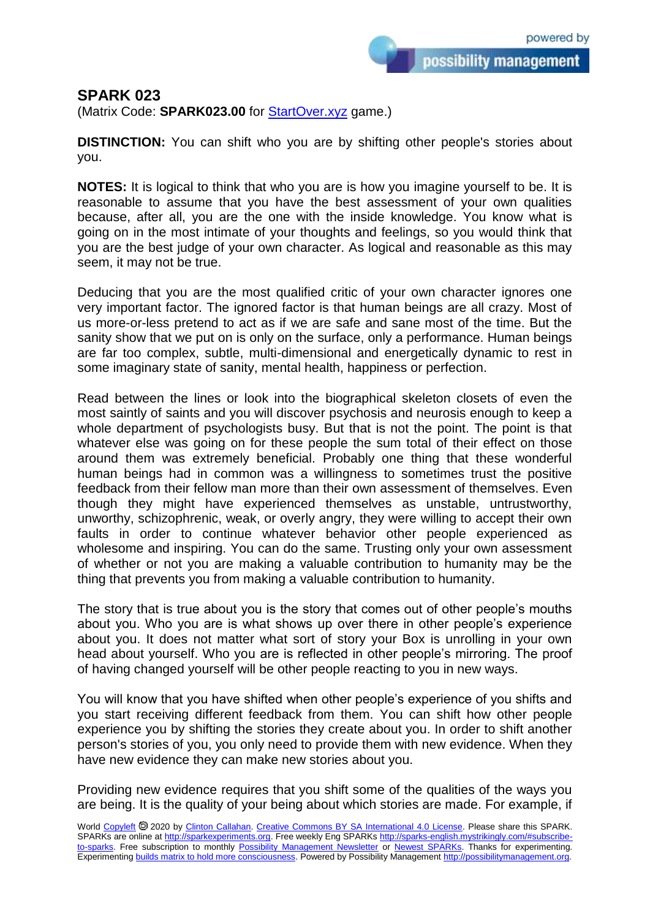# SPARK 023

(Matrix Code: **SPARK023.00** for [StartOver.xyz](StartOver.xyz) game.)

**DISTINCTION:** You can shift who you are by shifting other people's stories about you.

**NOTES:** It is logical to think that who you are is how you imagine yourself to be. It is reasonable to assume that you have the best assessment of your own qualities because, after all, you are the one with the inside knowledge. You know what is going on in the most intimate of your thoughts and feelings, so you would think that you are the best judge of your own character. As logical and reasonable as this may seem, it may not be true.

Deducing that you are the most qualified critic of your own character ignores one very important factor. The ignored factor is that human beings are all crazy. Most of us more-or-less pretend to act as if we are safe and sane most of the time. But the sanity show that we put on is only on the surface, only a performance. Human beings are far too complex, subtle, multi-dimensional and energetically dynamic to rest in some imaginary state of sanity, mental health, happiness or perfection.

Read between the lines or look into the biographical skeleton closets of even the most saintly of saints and you will discover psychosis and neurosis enough to keep a whole department of psychologists busy. But that is not the point. The point is that whatever else was going on for these people the sum total of their effect on those around them was extremely beneficial. Probably one thing that these wonderful human beings had in common was a willingness to sometimes trust the positive feedback from their fellow man more than their own assessment of themselves. Even though they might have experienced themselves as unstable, untrustworthy, unworthy, schizophrenic, weak, or overly angry, they were willing to accept their own faults in order to continue whatever behavior other people experienced as wholesome and inspiring. You can do the same. Trusting only your own assessment of whether or not you are making a valuable contribution to humanity may be the thing that prevents you from making a valuable contribution to humanity.

The story that is true about you is the story that comes out of other people's mouths about you. Who you are is what shows up over there in other people's experience about you. It does not matter what sort of story your Box is unrolling in your own head about yourself. Who you are is reflected in other people's mirroring. The proof of having changed yourself will be other people reacting to you in new ways.

You will know that you have shifted when other people's experience of you shifts and you start receiving different feedback from them. You can shift how other people experience you by shifting the stories they create about you. In order to shift another person's stories of you, you only need to provide them with new evidence. When they have new evidence they can make new stories about you.

Providing new evidence requires that you shift some of the qualities of the ways you are being. It is the quality of your being about which stories are made. For example, if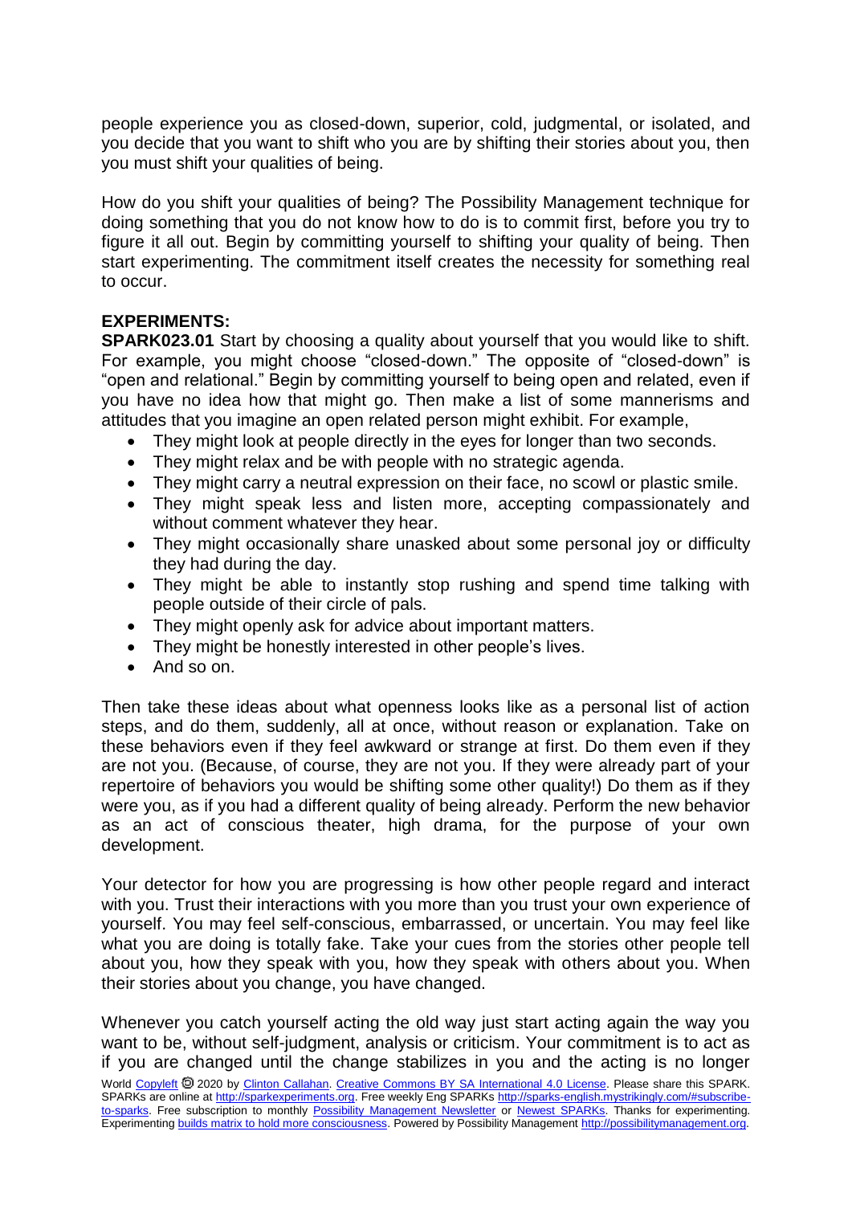people experience you as closed-down, superior, cold, judgmental, or isolated, and you decide that you want to shift who you are by shifting their stories about you, then you must shift your qualities of being.

How do you shift your qualities of being? The Possibility Management technique for doing something that you do not know how to do is to commit first, before you try to figure it all out. Begin by committing yourself to shifting your quality of being. Then start experimenting. The commitment itself creates the necessity for something real to occur.

**EXPERIMENTS:**

**SPARK023.01** Start by choosing a quality about yourself that you would like to shift. For example, you might choose "closed-down." The opposite of "closed-down" is "open and relational." Begin by committing yourself to being open and related, even if you have no idea how that might go. Then make a list of some mannerisms and attitudes that you imagine an open related person might exhibit. For example,

- They might look at people directly in the eyes for longer than two seconds.
- They might relax and be with people with no strategic agenda.
- They might carry a neutral expression on their face, no scowl or plastic smile.
- They might speak less and listen more, accepting compassionately and without comment whatever they hear.
- They might occasionally share unasked about some personal joy or difficulty they had during the day.
- They might be able to instantly stop rushing and spend time talking with people outside of their circle of pals.
- They might openly ask for advice about important matters.
- They might be honestly interested in other people's lives.
- And so on.

Then take these ideas about what openness looks like as a personal list of action steps, and do them, suddenly, all at once, without reason or explanation. Take on these behaviors even if they feel awkward or strange at first. Do them even if they are not you. (Because, of course, they are not you. If they were already part of your repertoire of behaviors you would be shifting some other quality!) Do them as if they were you, as if you had a different quality of being already. Perform the new behavior as an act of conscious theater, high drama, for the purpose of your own development.

Your detector for how you are progressing is how other people regard and interact with you. Trust their interactions with you more than you trust your own experience of yourself. You may feel self-conscious, embarrassed, or uncertain. You may feel like what you are doing is totally fake. Take your cues from the stories other people tell about you, how they speak with you, how they speak with others about you. When their stories about you change, you have changed.

Whenever you catch yourself acting the old way just start acting again the way you want to be, without self-judgment, analysis or criticism. Your commitment is to act as if you are changed until the change stabilizes in you and the acting is no longer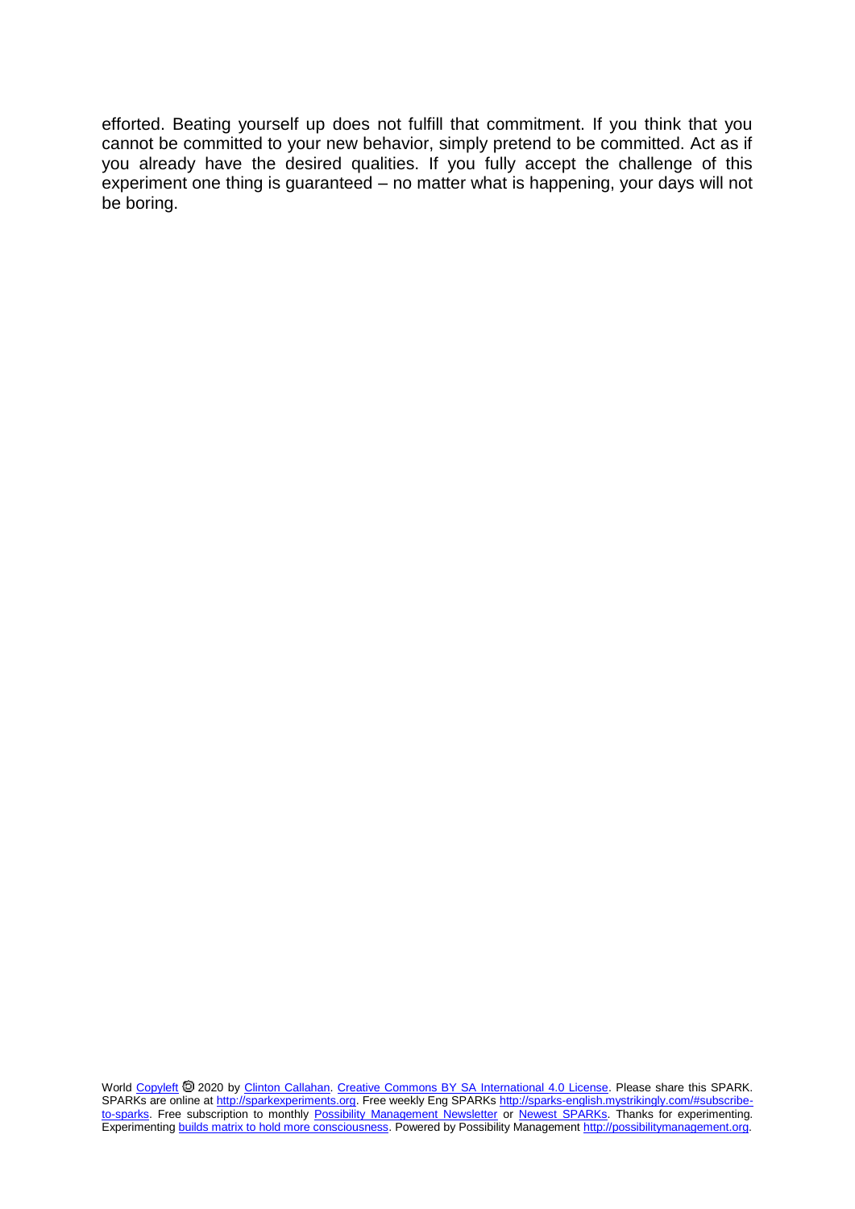efforted. Beating yourself up does not fulfill that commitment. If you think that you cannot be committed to your new behavior, simply pretend to be committed. Act as if you already have the desired qualities. If you fully accept the challenge of this experiment one thing is guaranteed – no matter what is happening, your days will not be boring.

World Copyleft 🄯 2020 by Clinton Callahan. Creative Commons BY SA International 4.0 License. Please share this SPARK. SPARKs are online at http://sparkexperiments.org. Free weekly Eng SPARKs http://sparks-english.mystrikingly.com/#subscribe-to-sparks. Free subscription to monthly Possibility Management Newsletter or Newest SPARKs. Thanks for experimenting. Experimenting builds matrix to hold more consciousness. Powered by Possibility Management http://possibilitymanagement.org.